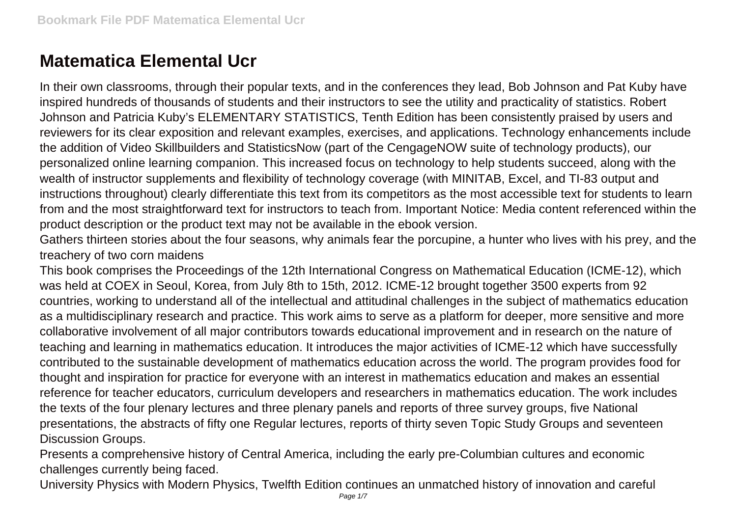# Matematica Elemental Ucr

In their own classrooms, through their popular texts, and in the conferences they lead, Bob Johnson and Pat Kuby have inspired hundreds of thousands of students and their instructors to see the utility and practicality of statistics. Robert Johnson and Patricia Kuby's ELEMENTARY STATISTICS, Tenth Edition has been consistently praised by users and reviewers for its clear exposition and relevant examples, exercises, and applications. Technology enhancements include the addition of Video Skillbuilders and StatisticsNow (part of the CengageNOW suite of technology products), our personalized online learning companion. This increased focus on technology to help students succeed, along with the wealth of instructor supplements and flexibility of technology coverage (with MINITAB, Excel, and TI-83 output and instructions throughout) clearly differentiate this text from its competitors as the most accessible text for students to learn from and the most straightforward text for instructors to teach from. Important Notice: Media content referenced within the product description or the product text may not be available in the ebook version.

Gathers thirteen stories about the four seasons, why animals fear the porcupine, a hunter who lives with his prey, and the treachery of two corn maidens

This book comprises the Proceedings of the 12th International Congress on Mathematical Education (ICME-12), which was held at COEX in Seoul, Korea, from July 8th to 15th, 2012. ICME-12 brought together 3500 experts from 92 countries, working to understand all of the intellectual and attitudinal challenges in the subject of mathematics education as a multidisciplinary research and practice. This work aims to serve as a platform for deeper, more sensitive and more collaborative involvement of all major contributors towards educational improvement and in research on the nature of teaching and learning in mathematics education. It introduces the major activities of ICME-12 which have successfully contributed to the sustainable development of mathematics education across the world. The program provides food for thought and inspiration for practice for everyone with an interest in mathematics education and makes an essential reference for teacher educators, curriculum developers and researchers in mathematics education. The work includes the texts of the four plenary lectures and three plenary panels and reports of three survey groups, five National presentations, the abstracts of fifty one Regular lectures, reports of thirty seven Topic Study Groups and seventeen Discussion Groups.

Presents a comprehensive history of Central America, including the early pre-Columbian cultures and economic challenges currently being faced.

University Physics with Modern Physics, Twelfth Edition continues an unmatched history of innovation and careful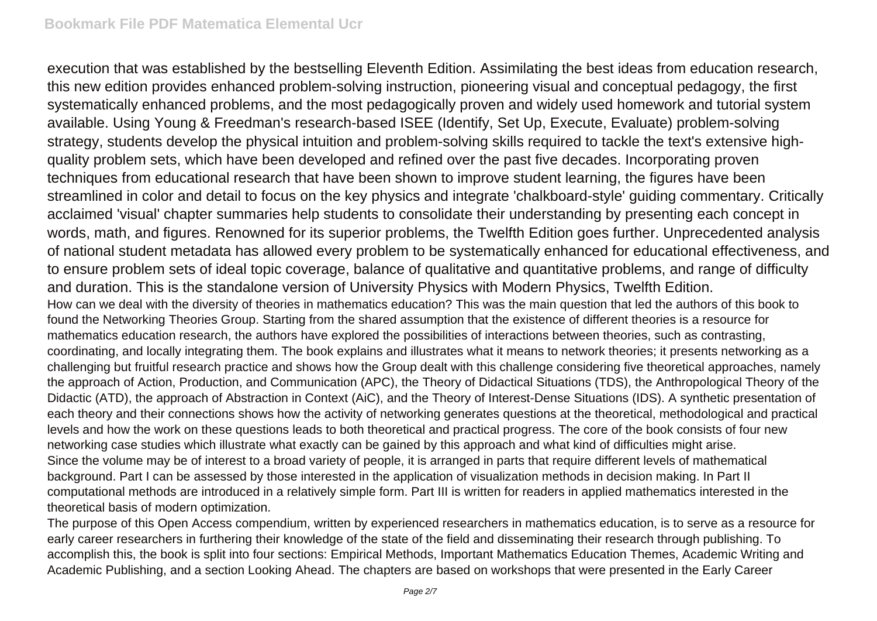execution that was established by the bestselling Eleventh Edition. Assimilating the best ideas from education research, this new edition provides enhanced problem-solving instruction, pioneering visual and conceptual pedagogy, the first systematically enhanced problems, and the most pedagogically proven and widely used homework and tutorial system available. Using Young & Freedman's research-based ISEE (Identify, Set Up, Execute, Evaluate) problem-solving strategy, students develop the physical intuition and problem-solving skills required to tackle the text's extensive high-quality problem sets, which have been developed and refined over the past five decades. Incorporating proven techniques from educational research that have been shown to improve student learning, the figures have been streamlined in color and detail to focus on the key physics and integrate 'chalkboard-style' guiding commentary. Critically acclaimed 'visual' chapter summaries help students to consolidate their understanding by presenting each concept in words, math, and figures. Renowned for its superior problems, the Twelfth Edition goes further. Unprecedented analysis of national student metadata has allowed every problem to be systematically enhanced for educational effectiveness, and to ensure problem sets of ideal topic coverage, balance of qualitative and quantitative problems, and range of difficulty and duration. This is the standalone version of University Physics with Modern Physics, Twelfth Edition.

How can we deal with the diversity of theories in mathematics education? This was the main question that led the authors of this book to found the Networking Theories Group. Starting from the shared assumption that the existence of different theories is a resource for mathematics education research, the authors have explored the possibilities of interactions between theories, such as contrasting, coordinating, and locally integrating them. The book explains and illustrates what it means to network theories; it presents networking as a challenging but fruitful research practice and shows how the Group dealt with this challenge considering five theoretical approaches, namely the approach of Action, Production, and Communication (APC), the Theory of Didactical Situations (TDS), the Anthropological Theory of the Didactic (ATD), the approach of Abstraction in Context (AiC), and the Theory of Interest-Dense Situations (IDS). A synthetic presentation of each theory and their connections shows how the activity of networking generates questions at the theoretical, methodological and practical levels and how the work on these questions leads to both theoretical and practical progress. The core of the book consists of four new networking case studies which illustrate what exactly can be gained by this approach and what kind of difficulties might arise.

Since the volume may be of interest to a broad variety of people, it is arranged in parts that require different levels of mathematical background. Part I can be assessed by those interested in the application of visualization methods in decision making. In Part II computational methods are introduced in a relatively simple form. Part III is written for readers in applied mathematics interested in the theoretical basis of modern optimization.

The purpose of this Open Access compendium, written by experienced researchers in mathematics education, is to serve as a resource for early career researchers in furthering their knowledge of the state of the field and disseminating their research through publishing. To accomplish this, the book is split into four sections: Empirical Methods, Important Mathematics Education Themes, Academic Writing and Academic Publishing, and a section Looking Ahead. The chapters are based on workshops that were presented in the Early Career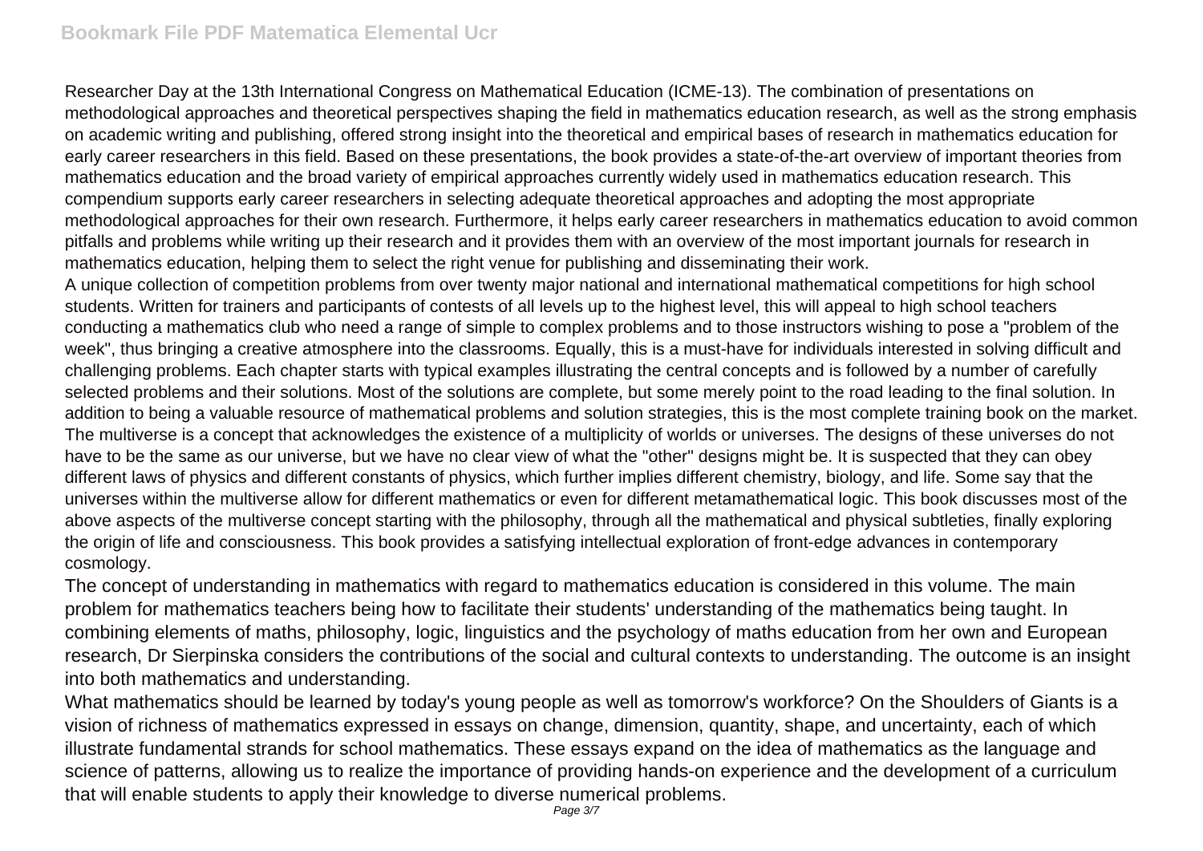Researcher Day at the 13th International Congress on Mathematical Education (ICME-13). The combination of presentations on methodological approaches and theoretical perspectives shaping the field in mathematics education research, as well as the strong emphasis on academic writing and publishing, offered strong insight into the theoretical and empirical bases of research in mathematics education for early career researchers in this field. Based on these presentations, the book provides a state-of-the-art overview of important theories from mathematics education and the broad variety of empirical approaches currently widely used in mathematics education research. This compendium supports early career researchers in selecting adequate theoretical approaches and adopting the most appropriate methodological approaches for their own research. Furthermore, it helps early career researchers in mathematics education to avoid common pitfalls and problems while writing up their research and it provides them with an overview of the most important journals for research in mathematics education, helping them to select the right venue for publishing and disseminating their work.

A unique collection of competition problems from over twenty major national and international mathematical competitions for high school students. Written for trainers and participants of contests of all levels up to the highest level, this will appeal to high school teachers conducting a mathematics club who need a range of simple to complex problems and to those instructors wishing to pose a "problem of the week", thus bringing a creative atmosphere into the classrooms. Equally, this is a must-have for individuals interested in solving difficult and challenging problems. Each chapter starts with typical examples illustrating the central concepts and is followed by a number of carefully selected problems and their solutions. Most of the solutions are complete, but some merely point to the road leading to the final solution. In addition to being a valuable resource of mathematical problems and solution strategies, this is the most complete training book on the market.

The multiverse is a concept that acknowledges the existence of a multiplicity of worlds or universes. The designs of these universes do not have to be the same as our universe, but we have no clear view of what the "other" designs might be. It is suspected that they can obey different laws of physics and different constants of physics, which further implies different chemistry, biology, and life. Some say that the universes within the multiverse allow for different mathematics or even for different metamathematical logic. This book discusses most of the above aspects of the multiverse concept starting with the philosophy, through all the mathematical and physical subtleties, finally exploring the origin of life and consciousness. This book provides a satisfying intellectual exploration of front-edge advances in contemporary cosmology.

The concept of understanding in mathematics with regard to mathematics education is considered in this volume. The main problem for mathematics teachers being how to facilitate their students' understanding of the mathematics being taught. In combining elements of maths, philosophy, logic, linguistics and the psychology of maths education from her own and European research, Dr Sierpinska considers the contributions of the social and cultural contexts to understanding. The outcome is an insight into both mathematics and understanding.

What mathematics should be learned by today's young people as well as tomorrow's workforce? On the Shoulders of Giants is a vision of richness of mathematics expressed in essays on change, dimension, quantity, shape, and uncertainty, each of which illustrate fundamental strands for school mathematics. These essays expand on the idea of mathematics as the language and science of patterns, allowing us to realize the importance of providing hands-on experience and the development of a curriculum that will enable students to apply their knowledge to diverse numerical problems.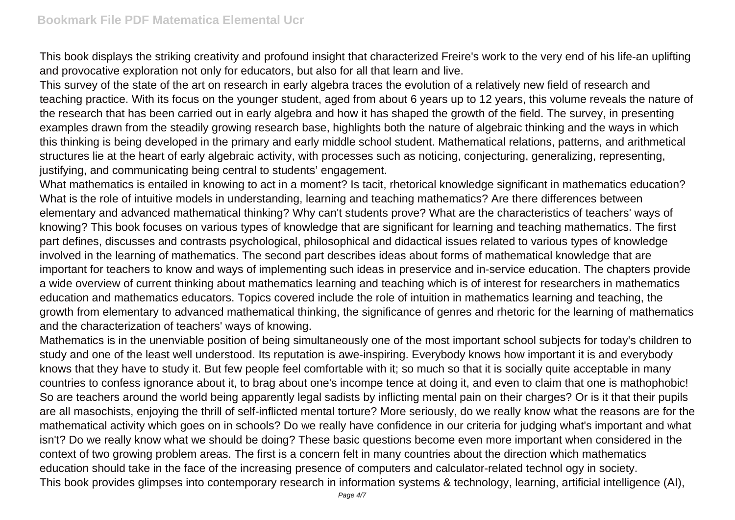This book displays the striking creativity and profound insight that characterized Freire's work to the very end of his life-an uplifting and provocative exploration not only for educators, but also for all that learn and live.

This survey of the state of the art on research in early algebra traces the evolution of a relatively new field of research and teaching practice. With its focus on the younger student, aged from about 6 years up to 12 years, this volume reveals the nature of the research that has been carried out in early algebra and how it has shaped the growth of the field. The survey, in presenting examples drawn from the steadily growing research base, highlights both the nature of algebraic thinking and the ways in which this thinking is being developed in the primary and early middle school student. Mathematical relations, patterns, and arithmetical structures lie at the heart of early algebraic activity, with processes such as noticing, conjecturing, generalizing, representing, justifying, and communicating being central to students' engagement.

What mathematics is entailed in knowing to act in a moment? Is tacit, rhetorical knowledge significant in mathematics education? What is the role of intuitive models in understanding, learning and teaching mathematics? Are there differences between elementary and advanced mathematical thinking? Why can't students prove? What are the characteristics of teachers' ways of knowing? This book focuses on various types of knowledge that are significant for learning and teaching mathematics. The first part defines, discusses and contrasts psychological, philosophical and didactical issues related to various types of knowledge involved in the learning of mathematics. The second part describes ideas about forms of mathematical knowledge that are important for teachers to know and ways of implementing such ideas in preservice and in-service education. The chapters provide a wide overview of current thinking about mathematics learning and teaching which is of interest for researchers in mathematics education and mathematics educators. Topics covered include the role of intuition in mathematics learning and teaching, the growth from elementary to advanced mathematical thinking, the significance of genres and rhetoric for the learning of mathematics and the characterization of teachers' ways of knowing.

Mathematics is in the unenviable position of being simultaneously one of the most important school subjects for today's children to study and one of the least well understood. Its reputation is awe-inspiring. Everybody knows how important it is and everybody knows that they have to study it. But few people feel comfortable with it; so much so that it is socially quite acceptable in many countries to confess ignorance about it, to brag about one's incompe tence at doing it, and even to claim that one is mathophobic! So are teachers around the world being apparently legal sadists by inflicting mental pain on their charges? Or is it that their pupils are all masochists, enjoying the thrill of self-inflicted mental torture? More seriously, do we really know what the reasons are for the mathematical activity which goes on in schools? Do we really have confidence in our criteria for judging what's important and what isn't? Do we really know what we should be doing? These basic questions become even more important when considered in the context of two growing problem areas. The first is a concern felt in many countries about the direction which mathematics education should take in the face of the increasing presence of computers and calculator-related technol ogy in society.

This book provides glimpses into contemporary research in information systems & technology, learning, artificial intelligence (AI),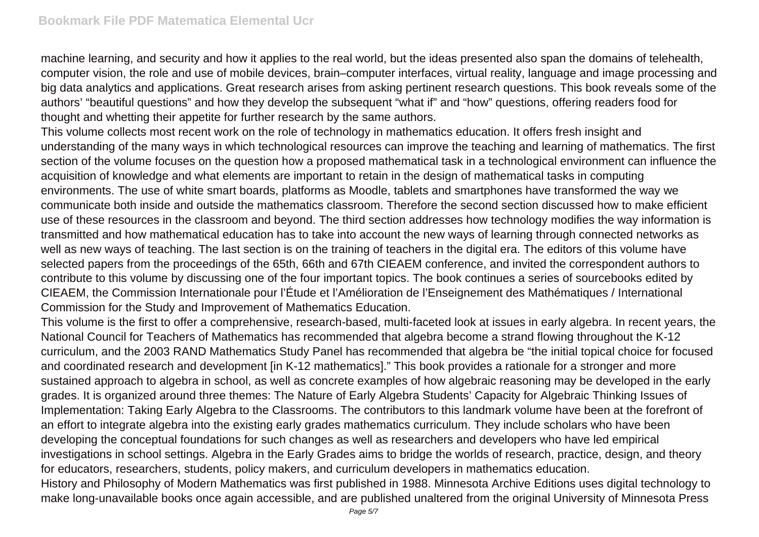machine learning, and security and how it applies to the real world, but the ideas presented also span the domains of telehealth, computer vision, the role and use of mobile devices, brain–computer interfaces, virtual reality, language and image processing and big data analytics and applications. Great research arises from asking pertinent research questions. This book reveals some of the authors' "beautiful questions" and how they develop the subsequent "what if" and "how" questions, offering readers food for thought and whetting their appetite for further research by the same authors.

This volume collects most recent work on the role of technology in mathematics education. It offers fresh insight and understanding of the many ways in which technological resources can improve the teaching and learning of mathematics. The first section of the volume focuses on the question how a proposed mathematical task in a technological environment can influence the acquisition of knowledge and what elements are important to retain in the design of mathematical tasks in computing environments. The use of white smart boards, platforms as Moodle, tablets and smartphones have transformed the way we communicate both inside and outside the mathematics classroom. Therefore the second section discussed how to make efficient use of these resources in the classroom and beyond. The third section addresses how technology modifies the way information is transmitted and how mathematical education has to take into account the new ways of learning through connected networks as well as new ways of teaching. The last section is on the training of teachers in the digital era. The editors of this volume have selected papers from the proceedings of the 65th, 66th and 67th CIEAEM conference, and invited the correspondent authors to contribute to this volume by discussing one of the four important topics. The book continues a series of sourcebooks edited by CIEAEM, the Commission Internationale pour l'Étude et l'Amélioration de l'Enseignement des Mathématiques / International Commission for the Study and Improvement of Mathematics Education.

This volume is the first to offer a comprehensive, research-based, multi-faceted look at issues in early algebra. In recent years, the National Council for Teachers of Mathematics has recommended that algebra become a strand flowing throughout the K-12 curriculum, and the 2003 RAND Mathematics Study Panel has recommended that algebra be "the initial topical choice for focused and coordinated research and development [in K-12 mathematics]." This book provides a rationale for a stronger and more sustained approach to algebra in school, as well as concrete examples of how algebraic reasoning may be developed in the early grades. It is organized around three themes: The Nature of Early Algebra Students' Capacity for Algebraic Thinking Issues of Implementation: Taking Early Algebra to the Classrooms. The contributors to this landmark volume have been at the forefront of an effort to integrate algebra into the existing early grades mathematics curriculum. They include scholars who have been developing the conceptual foundations for such changes as well as researchers and developers who have led empirical investigations in school settings. Algebra in the Early Grades aims to bridge the worlds of research, practice, design, and theory for educators, researchers, students, policy makers, and curriculum developers in mathematics education.

History and Philosophy of Modern Mathematics was first published in 1988. Minnesota Archive Editions uses digital technology to make long-unavailable books once again accessible, and are published unaltered from the original University of Minnesota Press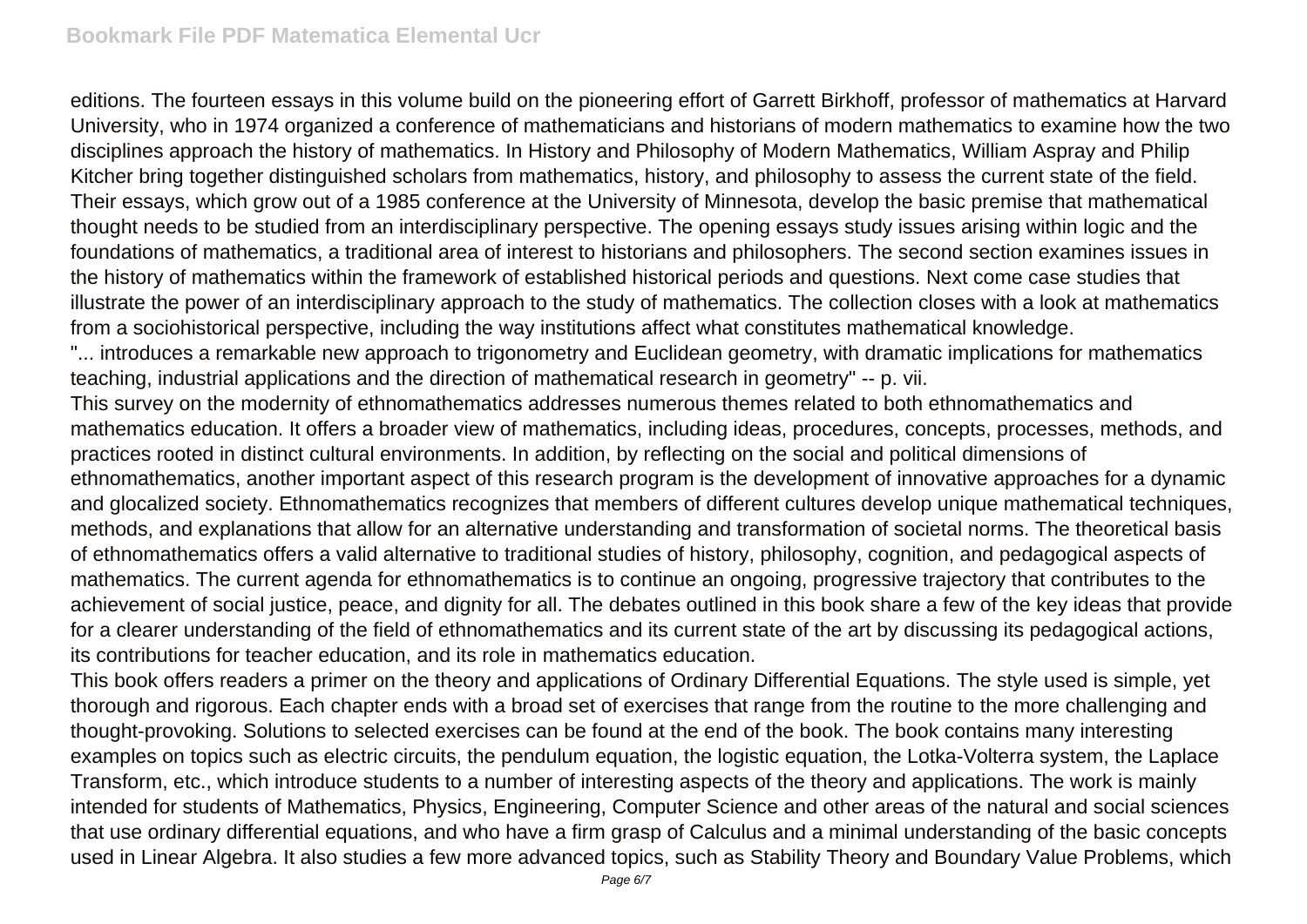editions. The fourteen essays in this volume build on the pioneering effort of Garrett Birkhoff, professor of mathematics at Harvard University, who in 1974 organized a conference of mathematicians and historians of modern mathematics to examine how the two disciplines approach the history of mathematics. In History and Philosophy of Modern Mathematics, William Aspray and Philip Kitcher bring together distinguished scholars from mathematics, history, and philosophy to assess the current state of the field. Their essays, which grow out of a 1985 conference at the University of Minnesota, develop the basic premise that mathematical thought needs to be studied from an interdisciplinary perspective. The opening essays study issues arising within logic and the foundations of mathematics, a traditional area of interest to historians and philosophers. The second section examines issues in the history of mathematics within the framework of established historical periods and questions. Next come case studies that illustrate the power of an interdisciplinary approach to the study of mathematics. The collection closes with a look at mathematics from a sociohistorical perspective, including the way institutions affect what constitutes mathematical knowledge.

"... introduces a remarkable new approach to trigonometry and Euclidean geometry, with dramatic implications for mathematics teaching, industrial applications and the direction of mathematical research in geometry" -- p. vii.

This survey on the modernity of ethnomathematics addresses numerous themes related to both ethnomathematics and mathematics education. It offers a broader view of mathematics, including ideas, procedures, concepts, processes, methods, and practices rooted in distinct cultural environments. In addition, by reflecting on the social and political dimensions of ethnomathematics, another important aspect of this research program is the development of innovative approaches for a dynamic and glocalized society. Ethnomathematics recognizes that members of different cultures develop unique mathematical techniques, methods, and explanations that allow for an alternative understanding and transformation of societal norms. The theoretical basis of ethnomathematics offers a valid alternative to traditional studies of history, philosophy, cognition, and pedagogical aspects of mathematics. The current agenda for ethnomathematics is to continue an ongoing, progressive trajectory that contributes to the achievement of social justice, peace, and dignity for all. The debates outlined in this book share a few of the key ideas that provide for a clearer understanding of the field of ethnomathematics and its current state of the art by discussing its pedagogical actions, its contributions for teacher education, and its role in mathematics education.

This book offers readers a primer on the theory and applications of Ordinary Differential Equations. The style used is simple, yet thorough and rigorous. Each chapter ends with a broad set of exercises that range from the routine to the more challenging and thought-provoking. Solutions to selected exercises can be found at the end of the book. The book contains many interesting examples on topics such as electric circuits, the pendulum equation, the logistic equation, the Lotka-Volterra system, the Laplace Transform, etc., which introduce students to a number of interesting aspects of the theory and applications. The work is mainly intended for students of Mathematics, Physics, Engineering, Computer Science and other areas of the natural and social sciences that use ordinary differential equations, and who have a firm grasp of Calculus and a minimal understanding of the basic concepts used in Linear Algebra. It also studies a few more advanced topics, such as Stability Theory and Boundary Value Problems, which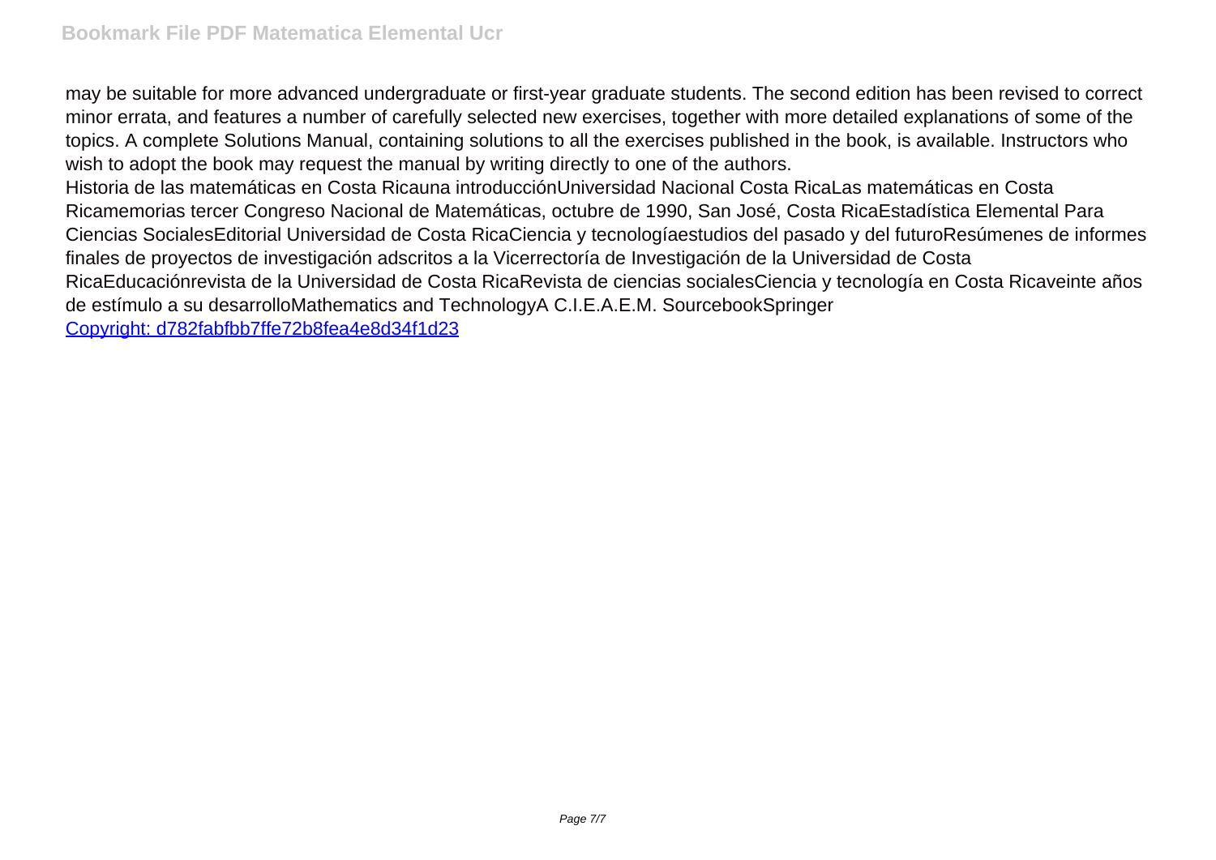may be suitable for more advanced undergraduate or first-year graduate students. The second edition has been revised to correct minor errata, and features a number of carefully selected new exercises, together with more detailed explanations of some of the topics. A complete Solutions Manual, containing solutions to all the exercises published in the book, is available. Instructors who wish to adopt the book may request the manual by writing directly to one of the authors.

Historia de las matemáticas en Costa Ricauna introducciónUniversidad Nacional Costa RicaLas matemáticas en Costa Ricamemorias tercer Congreso Nacional de Matemáticas, octubre de 1990, San José, Costa RicaEstadística Elemental Para Ciencias SocialesEditorial Universidad de Costa RicaCiencia y tecnologíaestudios del pasado y del futuroResúmenes de informes finales de proyectos de investigación adscritos a la Vicerrectoría de Investigación de la Universidad de Costa RicaEducaciónrevista de la Universidad de Costa RicaRevista de ciencias socialesCiencia y tecnología en Costa Ricaveinte años de estímulo a su desarrolloMathematics and TechnologyA C.I.E.A.E.M. SourcebookSpringer

Copyright: d782fabfbb7ffe72b8fea4e8d34f1d23